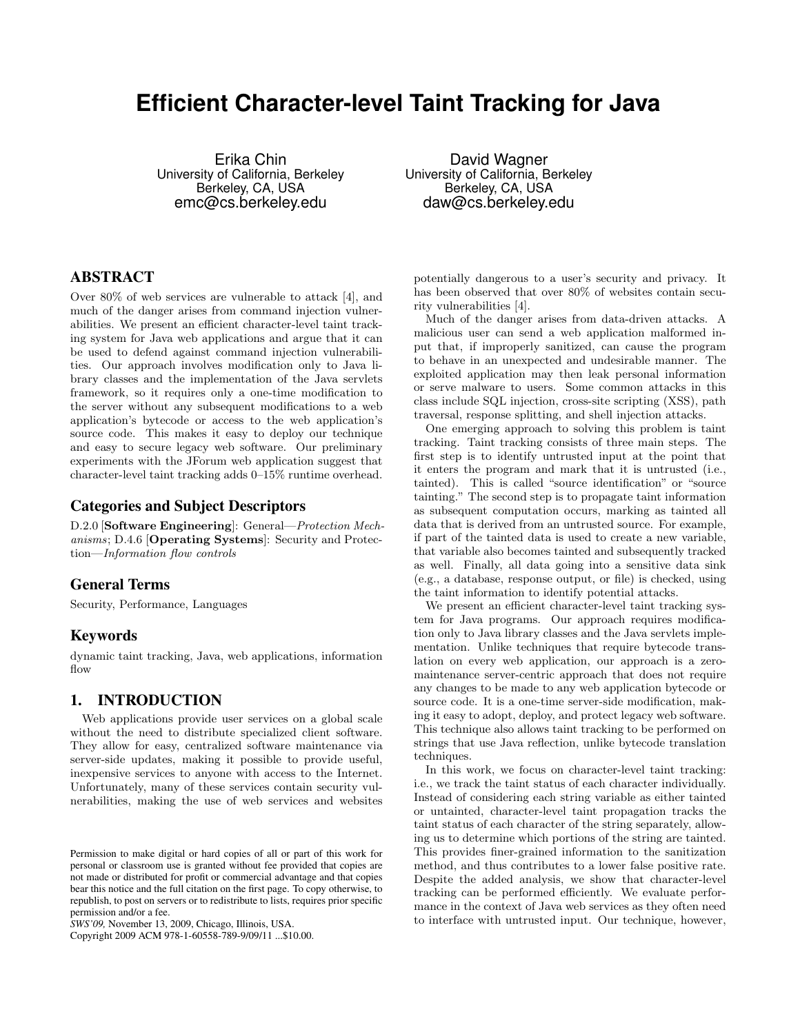# Efficient Character-level Taint Tracking for Java

Erika Chin
University of California, Berkeley
Berkeley, CA, USA
emc@cs.berkeley.edu

David Wagner
University of California, Berkeley
Berkeley, CA, USA
daw@cs.berkeley.edu

## ABSTRACT

Over 80% of web services are vulnerable to attack [4], and much of the danger arises from command injection vulnerabilities. We present an efficient character-level taint tracking system for Java web applications and argue that it can be used to defend against command injection vulnerabilities. Our approach involves modification only to Java library classes and the implementation of the Java servlets framework, so it requires only a one-time modification to the server without any subsequent modifications to a web application's bytecode or access to the web application's source code. This makes it easy to deploy our technique and easy to secure legacy web software. Our preliminary experiments with the JForum web application suggest that character-level taint tracking adds 0–15% runtime overhead.

### Categories and Subject Descriptors

D.2.0 [**Software Engineering**]: General—*Protection Mechanisms*; D.4.6 [**Operating Systems**]: Security and Protection—*Information flow controls*

### General Terms

Security, Performance, Languages

### Keywords

dynamic taint tracking, Java, web applications, information flow

## 1. INTRODUCTION

Web applications provide user services on a global scale without the need to distribute specialized client software. They allow for easy, centralized software maintenance via server-side updates, making it possible to provide useful, inexpensive services to anyone with access to the Internet. Unfortunately, many of these services contain security vulnerabilities, making the use of web services and websites potentially dangerous to a user's security and privacy. It has been observed that over 80% of websites contain security vulnerabilities [4].

Much of the danger arises from data-driven attacks. A malicious user can send a web application malformed input that, if improperly sanitized, can cause the program to behave in an unexpected and undesirable manner. The exploited application may then leak personal information or serve malware to users. Some common attacks in this class include SQL injection, cross-site scripting (XSS), path traversal, response splitting, and shell injection attacks.

One emerging approach to solving this problem is taint tracking. Taint tracking consists of three main steps. The first step is to identify untrusted input at the point that it enters the program and mark that it is untrusted (i.e., tainted). This is called "source identification" or "source tainting." The second step is to propagate taint information as subsequent computation occurs, marking as tainted all data that is derived from an untrusted source. For example, if part of the tainted data is used to create a new variable, that variable also becomes tainted and subsequently tracked as well. Finally, all data going into a sensitive data sink (e.g., a database, response output, or file) is checked, using the taint information to identify potential attacks.

We present an efficient character-level taint tracking system for Java programs. Our approach requires modification only to Java library classes and the Java servlets implementation. Unlike techniques that require bytecode translation on every web application, our approach is a zero-maintenance server-centric approach that does not require any changes to be made to any web application bytecode or source code. It is a one-time server-side modification, making it easy to adopt, deploy, and protect legacy web software. This technique also allows taint tracking to be performed on strings that use Java reflection, unlike bytecode translation techniques.

In this work, we focus on character-level taint tracking: i.e., we track the taint status of each character individually. Instead of considering each string variable as either tainted or untainted, character-level taint propagation tracks the taint status of each character of the string separately, allowing us to determine which portions of the string are tainted. This provides finer-grained information to the sanitization method, and thus contributes to a lower false positive rate. Despite the added analysis, we show that character-level tracking can be performed efficiently. We evaluate performance in the context of Java web services as they often need to interface with untrusted input. Our technique, however,

Permission to make digital or hard copies of all or part of this work for personal or classroom use is granted without fee provided that copies are not made or distributed for profit or commercial advantage and that copies bear this notice and the full citation on the first page. To copy otherwise, to republish, to post on servers or to redistribute to lists, requires prior specific permission and/or a fee.
*SWS'09,* November 13, 2009, Chicago, Illinois, USA.
Copyright 2009 ACM 978-1-60558-789-9/09/11 ...$10.00.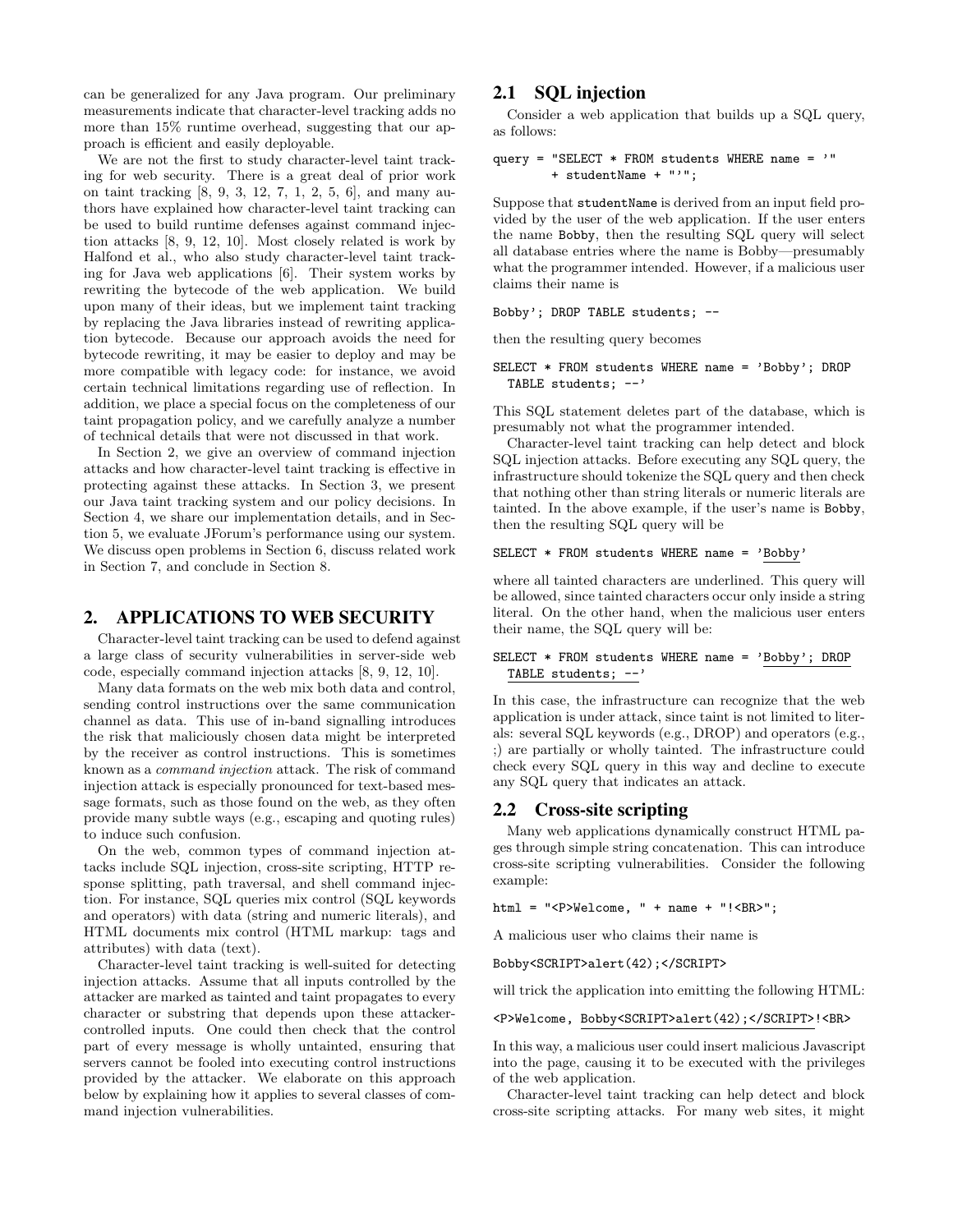can be generalized for any Java program. Our preliminary measurements indicate that character-level tracking adds no more than 15% runtime overhead, suggesting that our approach is efficient and easily deployable.

We are not the first to study character-level taint tracking for web security. There is a great deal of prior work on taint tracking [8, 9, 3, 12, 7, 1, 2, 5, 6], and many authors have explained how character-level taint tracking can be used to build runtime defenses against command injection attacks [8, 9, 12, 10]. Most closely related is work by Halfond et al., who also study character-level taint tracking for Java web applications [6]. Their system works by rewriting the bytecode of the web application. We build upon many of their ideas, but we implement taint tracking by replacing the Java libraries instead of rewriting application bytecode. Because our approach avoids the need for bytecode rewriting, it may be easier to deploy and may be more compatible with legacy code: for instance, we avoid certain technical limitations regarding use of reflection. In addition, we place a special focus on the completeness of our taint propagation policy, and we carefully analyze a number of technical details that were not discussed in that work.

In Section 2, we give an overview of command injection attacks and how character-level taint tracking is effective in protecting against these attacks. In Section 3, we present our Java taint tracking system and our policy decisions. In Section 4, we share our implementation details, and in Section 5, we evaluate JForum's performance using our system. We discuss open problems in Section 6, discuss related work in Section 7, and conclude in Section 8.

## 2. APPLICATIONS TO WEB SECURITY

Character-level taint tracking can be used to defend against a large class of security vulnerabilities in server-side web code, especially command injection attacks [8, 9, 12, 10].

Many data formats on the web mix both data and control, sending control instructions over the same communication channel as data. This use of in-band signalling introduces the risk that maliciously chosen data might be interpreted by the receiver as control instructions. This is sometimes known as a *command injection* attack. The risk of command injection attack is especially pronounced for text-based message formats, such as those found on the web, as they often provide many subtle ways (e.g., escaping and quoting rules) to induce such confusion.

On the web, common types of command injection attacks include SQL injection, cross-site scripting, HTTP response splitting, path traversal, and shell command injection. For instance, SQL queries mix control (SQL keywords and operators) with data (string and numeric literals), and HTML documents mix control (HTML markup: tags and attributes) with data (text).

Character-level taint tracking is well-suited for detecting injection attacks. Assume that all inputs controlled by the attacker are marked as tainted and taint propagates to every character or substring that depends upon these attacker-controlled inputs. One could then check that the control part of every message is wholly untainted, ensuring that servers cannot be fooled into executing control instructions provided by the attacker. We elaborate on this approach below by explaining how it applies to several classes of command injection vulnerabilities.

### 2.1 SQL injection

Consider a web application that builds up a SQL query, as follows:

```
query = "SELECT * FROM students WHERE name = '"
        + studentName + "'";
```

Suppose that `studentName` is derived from an input field provided by the user of the web application. If the user enters the name `Bobby`, then the resulting SQL query will select all database entries where the name is Bobby—presumably what the programmer intended. However, if a malicious user claims their name is

```
Bobby'; DROP TABLE students; --
```

then the resulting query becomes

```
SELECT * FROM students WHERE name = 'Bobby'; DROP
  TABLE students; --'
```

This SQL statement deletes part of the database, which is presumably not what the programmer intended.

Character-level taint tracking can help detect and block SQL injection attacks. Before executing any SQL query, the infrastructure should tokenize the SQL query and then check that nothing other than string literals or numeric literals are tainted. In the above example, if the user's name is `Bobby`, then the resulting SQL query will be

```
SELECT * FROM students WHERE name = 'Bobby'
```

where all tainted characters are underlined. This query will be allowed, since tainted characters occur only inside a string literal. On the other hand, when the malicious user enters their name, the SQL query will be:

```
SELECT * FROM students WHERE name = 'Bobby'; DROP
  TABLE students; --'
```

In this case, the infrastructure can recognize that the web application is under attack, since taint is not limited to literals: several SQL keywords (e.g., DROP) and operators (e.g., ;) are partially or wholly tainted. The infrastructure could check every SQL query in this way and decline to execute any SQL query that indicates an attack.

### 2.2 Cross-site scripting

Many web applications dynamically construct HTML pages through simple string concatenation. This can introduce cross-site scripting vulnerabilities. Consider the following example:

```
html = "<P>Welcome, " + name + "!<BR>";
```

A malicious user who claims their name is

```
Bobby<SCRIPT>alert(42);</SCRIPT>
```

will trick the application into emitting the following HTML:

```
<P>Welcome, Bobby<SCRIPT>alert(42);</SCRIPT>!<BR>
```

In this way, a malicious user could insert malicious Javascript into the page, causing it to be executed with the privileges of the web application.

Character-level taint tracking can help detect and block cross-site scripting attacks. For many web sites, it might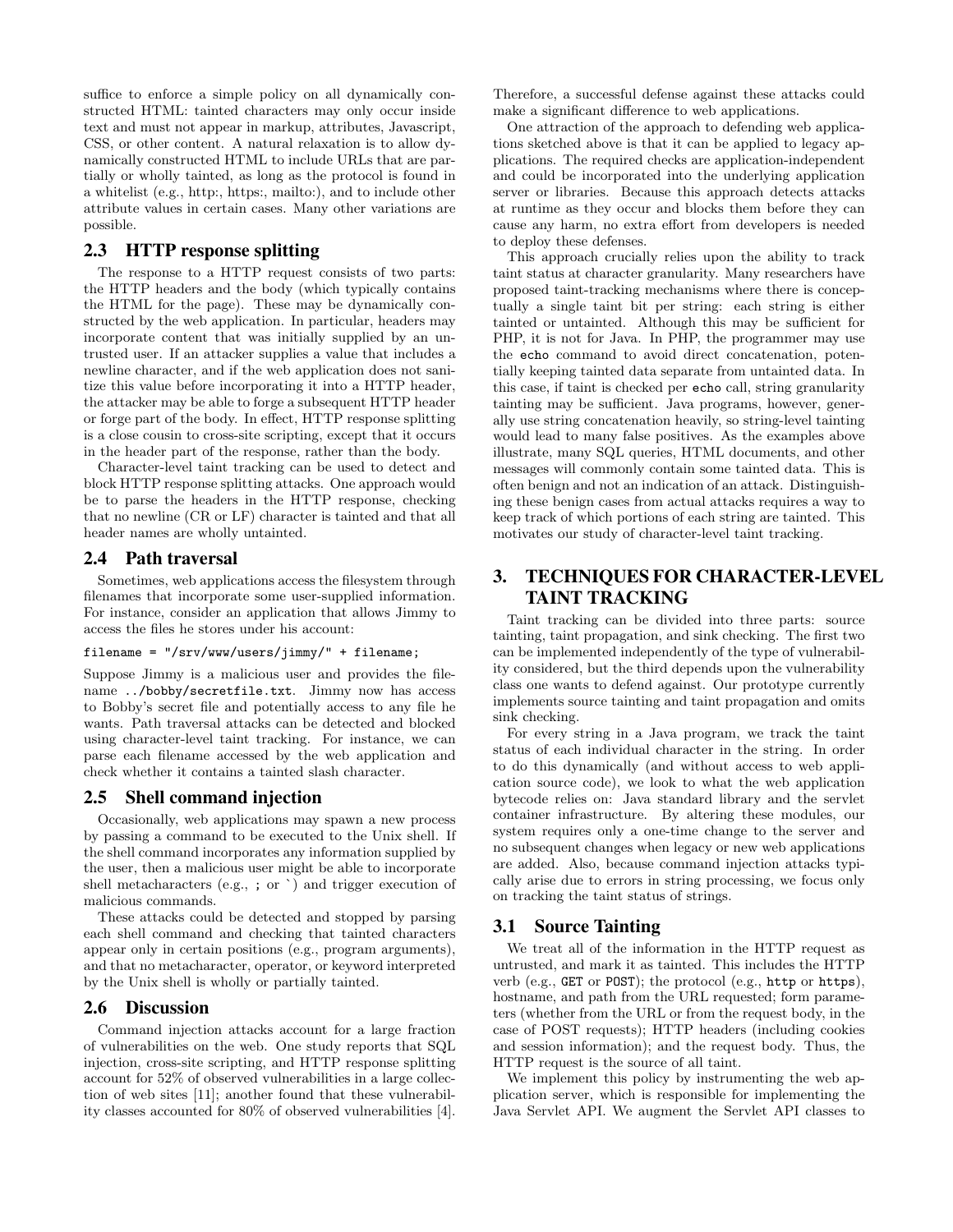suffice to enforce a simple policy on all dynamically constructed HTML: tainted characters may only occur inside text and must not appear in markup, attributes, Javascript, CSS, or other content. A natural relaxation is to allow dynamically constructed HTML to include URLs that are partially or wholly tainted, as long as the protocol is found in a whitelist (e.g., http:, https:, mailto:), and to include other attribute values in certain cases. Many other variations are possible.

## 2.3 HTTP response splitting

The response to a HTTP request consists of two parts: the HTTP headers and the body (which typically contains the HTML for the page). These may be dynamically constructed by the web application. In particular, headers may incorporate content that was initially supplied by an untrusted user. If an attacker supplies a value that includes a newline character, and if the web application does not sanitize this value before incorporating it into a HTTP header, the attacker may be able to forge a subsequent HTTP header or forge part of the body. In effect, HTTP response splitting is a close cousin to cross-site scripting, except that it occurs in the header part of the response, rather than the body.

Character-level taint tracking can be used to detect and block HTTP response splitting attacks. One approach would be to parse the headers in the HTTP response, checking that no newline (CR or LF) character is tainted and that all header names are wholly untainted.

## 2.4 Path traversal

Sometimes, web applications access the filesystem through filenames that incorporate some user-supplied information. For instance, consider an application that allows Jimmy to access the files he stores under his account:

```
filename = "/srv/www/users/jimmy/" + filename;
```

Suppose Jimmy is a malicious user and provides the filename `../bobby/secretfile.txt`. Jimmy now has access to Bobby's secret file and potentially access to any file he wants. Path traversal attacks can be detected and blocked using character-level taint tracking. For instance, we can parse each filename accessed by the web application and check whether it contains a tainted slash character.

## 2.5 Shell command injection

Occasionally, web applications may spawn a new process by passing a command to be executed to the Unix shell. If the shell command incorporates any information supplied by the user, then a malicious user might be able to incorporate shell metacharacters (e.g., ; or `) and trigger execution of malicious commands.

These attacks could be detected and stopped by parsing each shell command and checking that tainted characters appear only in certain positions (e.g., program arguments), and that no metacharacter, operator, or keyword interpreted by the Unix shell is wholly or partially tainted.

## 2.6 Discussion

Command injection attacks account for a large fraction of vulnerabilities on the web. One study reports that SQL injection, cross-site scripting, and HTTP response splitting account for 52% of observed vulnerabilities in a large collection of web sites [11]; another found that these vulnerability classes accounted for 80% of observed vulnerabilities [4]. Therefore, a successful defense against these attacks could make a significant difference to web applications.

One attraction of the approach to defending web applications sketched above is that it can be applied to legacy applications. The required checks are application-independent and could be incorporated into the underlying application server or libraries. Because this approach detects attacks at runtime as they occur and blocks them before they can cause any harm, no extra effort from developers is needed to deploy these defenses.

This approach crucially relies upon the ability to track taint status at character granularity. Many researchers have proposed taint-tracking mechanisms where there is conceptually a single taint bit per string: each string is either tainted or untainted. Although this may be sufficient for PHP, it is not for Java. In PHP, the programmer may use the `echo` command to avoid direct concatenation, potentially keeping tainted data separate from untainted data. In this case, if taint is checked per `echo` call, string granularity tainting may be sufficient. Java programs, however, generally use string concatenation heavily, so string-level tainting would lead to many false positives. As the examples above illustrate, many SQL queries, HTML documents, and other messages will commonly contain some tainted data. This is often benign and not an indication of an attack. Distinguishing these benign cases from actual attacks requires a way to keep track of which portions of each string are tainted. This motivates our study of character-level taint tracking.

# 3. TECHNIQUES FOR CHARACTER-LEVEL TAINT TRACKING

Taint tracking can be divided into three parts: source tainting, taint propagation, and sink checking. The first two can be implemented independently of the type of vulnerability considered, but the third depends upon the vulnerability class one wants to defend against. Our prototype currently implements source tainting and taint propagation and omits sink checking.

For every string in a Java program, we track the taint status of each individual character in the string. In order to do this dynamically (and without access to web application source code), we look to what the web application bytecode relies on: Java standard library and the servlet container infrastructure. By altering these modules, our system requires only a one-time change to the server and no subsequent changes when legacy or new web applications are added. Also, because command injection attacks typically arise due to errors in string processing, we focus only on tracking the taint status of strings.

## 3.1 Source Tainting

We treat all of the information in the HTTP request as untrusted, and mark it as tainted. This includes the HTTP verb (e.g., `GET` or `POST`); the protocol (e.g., `http` or `https`), hostname, and path from the URL requested; form parameters (whether from the URL or from the request body, in the case of POST requests); HTTP headers (including cookies and session information); and the request body. Thus, the HTTP request is the source of all taint.

We implement this policy by instrumenting the web application server, which is responsible for implementing the Java Servlet API. We augment the Servlet API classes to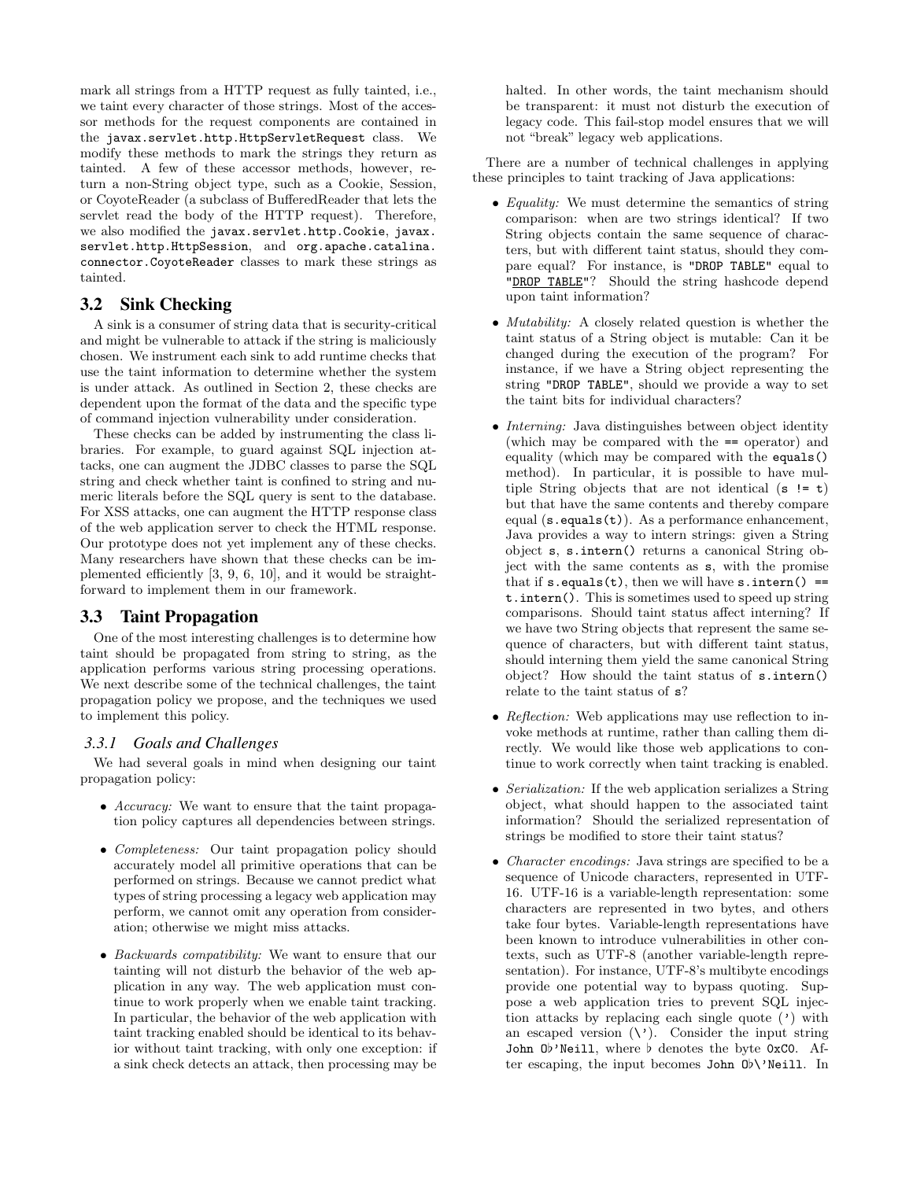mark all strings from a HTTP request as fully tainted, i.e., we taint every character of those strings. Most of the accessor methods for the request components are contained in the `javax.servlet.http.HttpServletRequest` class. We modify these methods to mark the strings they return as tainted. A few of these accessor methods, however, return a non-String object type, such as a Cookie, Session, or CoyoteReader (a subclass of BufferedReader that lets the servlet read the body of the HTTP request). Therefore, we also modified the `javax.servlet.http.Cookie`, `javax.servlet.http.HttpSession`, and `org.apache.catalina.connector.CoyoteReader` classes to mark these strings as tainted.

## 3.2 Sink Checking

A sink is a consumer of string data that is security-critical and might be vulnerable to attack if the string is maliciously chosen. We instrument each sink to add runtime checks that use the taint information to determine whether the system is under attack. As outlined in Section 2, these checks are dependent upon the format of the data and the specific type of command injection vulnerability under consideration.

These checks can be added by instrumenting the class libraries. For example, to guard against SQL injection attacks, one can augment the JDBC classes to parse the SQL string and check whether taint is confined to string and numeric literals before the SQL query is sent to the database. For XSS attacks, one can augment the HTTP response class of the web application server to check the HTML response. Our prototype does not yet implement any of these checks. Many researchers have shown that these checks can be implemented efficiently [3, 9, 6, 10], and it would be straightforward to implement them in our framework.

## 3.3 Taint Propagation

One of the most interesting challenges is to determine how taint should be propagated from string to string, as the application performs various string processing operations. We next describe some of the technical challenges, the taint propagation policy we propose, and the techniques we used to implement this policy.

### 3.3.1 Goals and Challenges

We had several goals in mind when designing our taint propagation policy:

- *Accuracy:* We want to ensure that the taint propagation policy captures all dependencies between strings.
- *Completeness:* Our taint propagation policy should accurately model all primitive operations that can be performed on strings. Because we cannot predict what types of string processing a legacy web application may perform, we cannot omit any operation from consideration; otherwise we might miss attacks.
- *Backwards compatibility:* We want to ensure that our tainting will not disturb the behavior of the web application in any way. The web application must continue to work properly when we enable taint tracking. In particular, the behavior of the web application with taint tracking enabled should be identical to its behavior without taint tracking, with only one exception: if a sink check detects an attack, then processing may be halted. In other words, the taint mechanism should be transparent: it must not disturb the execution of legacy code. This fail-stop model ensures that we will not "break" legacy web applications.

There are a number of technical challenges in applying these principles to taint tracking of Java applications:

- *Equality:* We must determine the semantics of string comparison: when are two strings identical? If two String objects contain the same sequence of characters, but with different taint status, should they compare equal? For instance, is `"DROP TABLE"` equal to `"DROP TABLE"`? Should the string hashcode depend upon taint information?
- *Mutability:* A closely related question is whether the taint status of a String object is mutable: Can it be changed during the execution of the program? For instance, if we have a String object representing the string `"DROP TABLE"`, should we provide a way to set the taint bits for individual characters?
- *Interning:* Java distinguishes between object identity (which may be compared with the `==` operator) and equality (which may be compared with the `equals()` method). In particular, it is possible to have multiple String objects that are not identical (`s != t`) but that have the same contents and thereby compare equal (`s.equals(t)`). As a performance enhancement, Java provides a way to intern strings: given a String object `s`, `s.intern()` returns a canonical String object with the same contents as `s`, with the promise that if `s.equals(t)`, then we will have `s.intern() == t.intern()`. This is sometimes used to speed up string comparisons. Should taint status affect interning? If we have two String objects that represent the same sequence of characters, but with different taint status, should interning them yield the same canonical String object? How should the taint status of `s.intern()` relate to the taint status of `s`?
- *Reflection:* Web applications may use reflection to invoke methods at runtime, rather than calling them directly. We would like those web applications to continue to work correctly when taint tracking is enabled.
- *Serialization:* If the web application serializes a String object, what should happen to the associated taint information? Should the serialized representation of strings be modified to store their taint status?
- *Character encodings:* Java strings are specified to be a sequence of Unicode characters, represented in UTF-16. UTF-16 is a variable-length representation: some characters are represented in two bytes, and others take four bytes. Variable-length representations have been known to introduce vulnerabilities in other contexts, such as UTF-8 (another variable-length representation). For instance, UTF-8's multibyte encodings provide one potential way to bypass quoting. Suppose a web application tries to prevent SQL injection attacks by replacing each single quote (') with an escaped version (\'). Consider the input string `John O♭'Neill`, where ♭ denotes the byte `0xC0`. After escaping, the input becomes `John O♭\'Neill`. In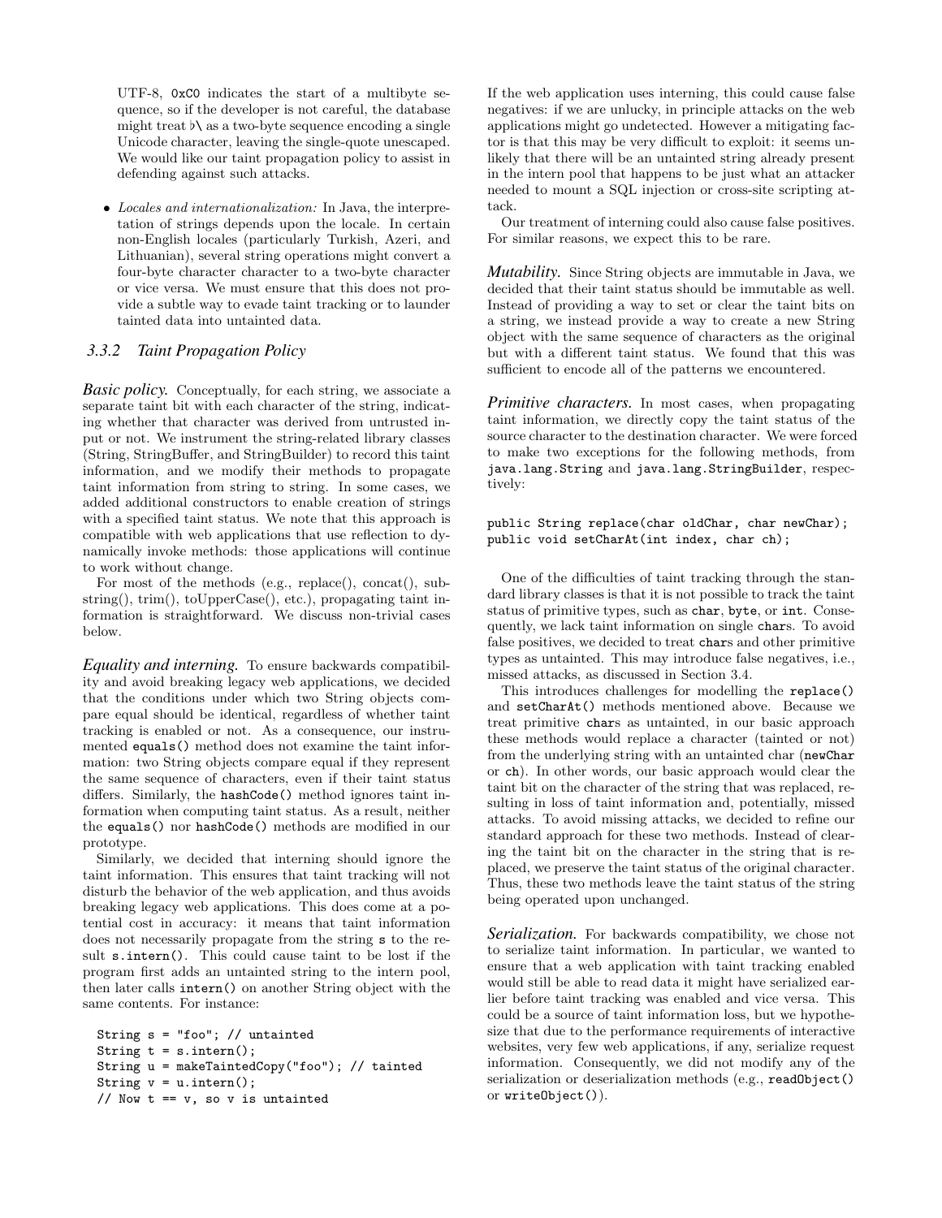UTF-8, 0xC0 indicates the start of a multibyte sequence, so if the developer is not careful, the database might treat ♭\ as a two-byte sequence encoding a single Unicode character, leaving the single-quote unescaped. We would like our taint propagation policy to assist in defending against such attacks.

- *Locales and internationalization:* In Java, the interpretation of strings depends upon the locale. In certain non-English locales (particularly Turkish, Azeri, and Lithuanian), several string operations might convert a four-byte character character to a two-byte character or vice versa. We must ensure that this does not provide a subtle way to evade taint tracking or to launder tainted data into untainted data.

### 3.3.2 Taint Propagation Policy

***Basic policy.*** Conceptually, for each string, we associate a separate taint bit with each character of the string, indicating whether that character was derived from untrusted input or not. We instrument the string-related library classes (String, StringBuffer, and StringBuilder) to record this taint information, and we modify their methods to propagate taint information from string to string. In some cases, we added additional constructors to enable creation of strings with a specified taint status. We note that this approach is compatible with web applications that use reflection to dynamically invoke methods: those applications will continue to work without change.

For most of the methods (e.g., replace(), concat(), substring(), trim(), toUpperCase(), etc.), propagating taint information is straightforward. We discuss non-trivial cases below.

***Equality and interning.*** To ensure backwards compatibility and avoid breaking legacy web applications, we decided that the conditions under which two String objects compare equal should be identical, regardless of whether taint tracking is enabled or not. As a consequence, our instrumented `equals()` method does not examine the taint information: two String objects compare equal if they represent the same sequence of characters, even if their taint status differs. Similarly, the `hashCode()` method ignores taint information when computing taint status. As a result, neither the `equals()` nor `hashCode()` methods are modified in our prototype.

Similarly, we decided that interning should ignore the taint information. This ensures that taint tracking will not disturb the behavior of the web application, and thus avoids breaking legacy web applications. This does come at a potential cost in accuracy: it means that taint information does not necessarily propagate from the string `s` to the result `s.intern()`. This could cause taint to be lost if the program first adds an untainted string to the intern pool, then later calls `intern()` on another String object with the same contents. For instance:

```
String s = "foo"; // untainted
String t = s.intern();
String u = makeTaintedCopy("foo"); // tainted
String v = u.intern();
// Now t == v, so v is untainted
```

If the web application uses interning, this could cause false negatives: if we are unlucky, in principle attacks on the web applications might go undetected. However a mitigating factor is that this may be very difficult to exploit: it seems unlikely that there will be an untainted string already present in the intern pool that happens to be just what an attacker needed to mount a SQL injection or cross-site scripting attack.

Our treatment of interning could also cause false positives. For similar reasons, we expect this to be rare.

***Mutability.*** Since String objects are immutable in Java, we decided that their taint status should be immutable as well. Instead of providing a way to set or clear the taint bits on a string, we instead provide a way to create a new String object with the same sequence of characters as the original but with a different taint status. We found that this was sufficient to encode all of the patterns we encountered.

***Primitive characters.*** In most cases, when propagating taint information, we directly copy the taint status of the source character to the destination character. We were forced to make two exceptions for the following methods, from `java.lang.String` and `java.lang.StringBuilder`, respectively:

```
public String replace(char oldChar, char newChar);
public void setCharAt(int index, char ch);
```

One of the difficulties of taint tracking through the standard library classes is that it is not possible to track the taint status of primitive types, such as `char`, `byte`, or `int`. Consequently, we lack taint information on single `char`s. To avoid false positives, we decided to treat `char`s and other primitive types as untainted. This may introduce false negatives, i.e., missed attacks, as discussed in Section 3.4.

This introduces challenges for modelling the `replace()` and `setCharAt()` methods mentioned above. Because we treat primitive `char`s as untainted, in our basic approach these methods would replace a character (tainted or not) from the underlying string with an untainted char (`newChar` or `ch`). In other words, our basic approach would clear the taint bit on the character of the string that was replaced, resulting in loss of taint information and, potentially, missed attacks. To avoid missing attacks, we decided to refine our standard approach for these two methods. Instead of clearing the taint bit on the character in the string that is replaced, we preserve the taint status of the original character. Thus, these two methods leave the taint status of the string being operated upon unchanged.

***Serialization.*** For backwards compatibility, we chose not to serialize taint information. In particular, we wanted to ensure that a web application with taint tracking enabled would still be able to read data it might have serialized earlier before taint tracking was enabled and vice versa. This could be a source of taint information loss, but we hypothesize that due to the performance requirements of interactive websites, very few web applications, if any, serialize request information. Consequently, we did not modify any of the serialization or deserialization methods (e.g., `readObject()` or `writeObject()`).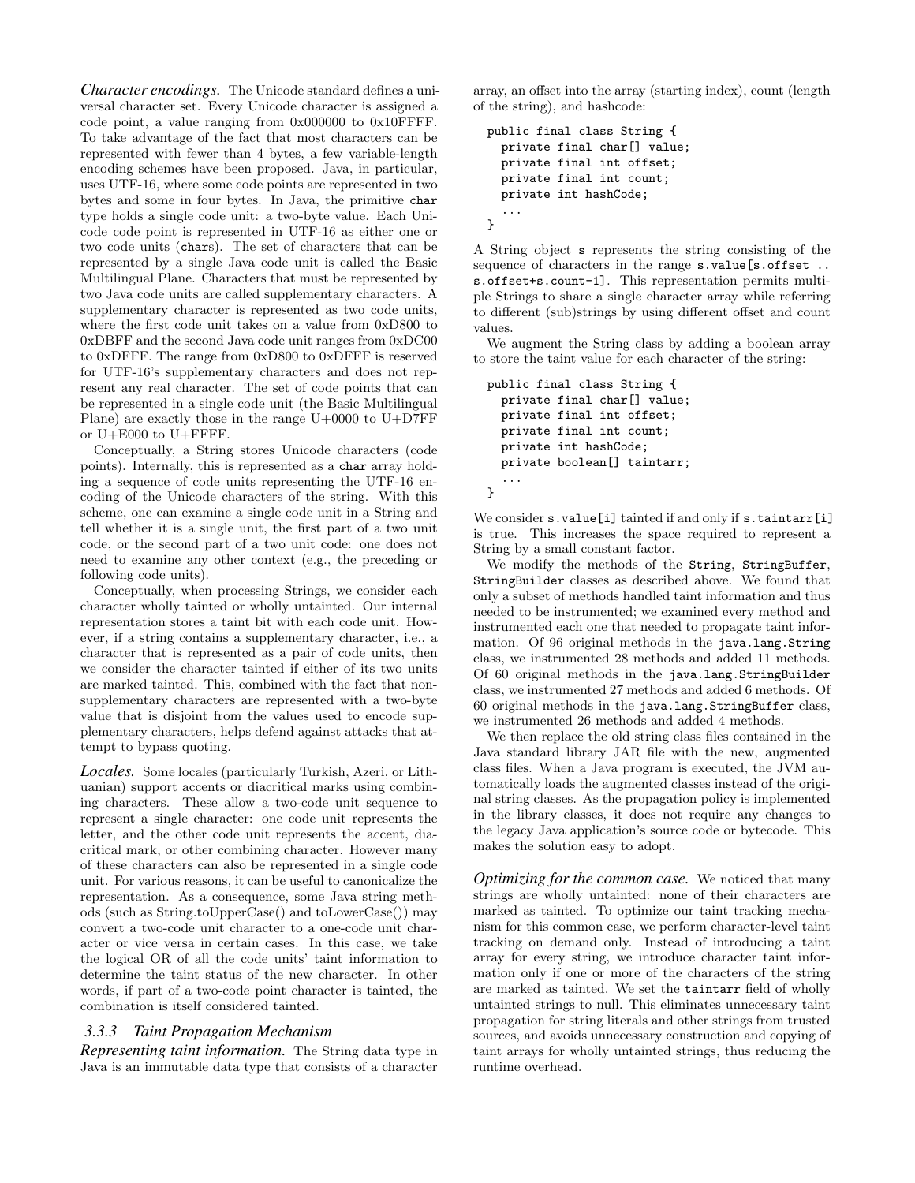***Character encodings.*** The Unicode standard defines a universal character set. Every Unicode character is assigned a code point, a value ranging from 0x000000 to 0x10FFFF. To take advantage of the fact that most characters can be represented with fewer than 4 bytes, a few variable-length encoding schemes have been proposed. Java, in particular, uses UTF-16, where some code points are represented in two bytes and some in four bytes. In Java, the primitive `char` type holds a single code unit: a two-byte value. Each Unicode code point is represented in UTF-16 as either one or two code units (`char`s). The set of characters that can be represented by a single Java code unit is called the Basic Multilingual Plane. Characters that must be represented by two Java code units are called supplementary characters. A supplementary character is represented as two code units, where the first code unit takes on a value from 0xD800 to 0xDBFF and the second Java code unit ranges from 0xDC00 to 0xDFFF. The range from 0xD800 to 0xDFFF is reserved for UTF-16's supplementary characters and does not represent any real character. The set of code points that can be represented in a single code unit (the Basic Multilingual Plane) are exactly those in the range U+0000 to U+D7FF or U+E000 to U+FFFF.

Conceptually, a String stores Unicode characters (code points). Internally, this is represented as a `char` array holding a sequence of code units representing the UTF-16 encoding of the Unicode characters of the string. With this scheme, one can examine a single code unit in a String and tell whether it is a single unit, the first part of a two unit code, or the second part of a two unit code: one does not need to examine any other context (e.g., the preceding or following code units).

Conceptually, when processing Strings, we consider each character wholly tainted or wholly untainted. Our internal representation stores a taint bit with each code unit. However, if a string contains a supplementary character, i.e., a character that is represented as a pair of code units, then we consider the character tainted if either of its two units are marked tainted. This, combined with the fact that non-supplementary characters are represented with a two-byte value that is disjoint from the values used to encode supplementary characters, helps defend against attacks that attempt to bypass quoting.

***Locales.*** Some locales (particularly Turkish, Azeri, or Lithuanian) support accents or diacritical marks using combining characters. These allow a two-code unit sequence to represent a single character: one code unit represents the letter, and the other code unit represents the accent, diacritical mark, or other combining character. However many of these characters can also be represented in a single code unit. For various reasons, it can be useful to canonicalize the representation. As a consequence, some Java string methods (such as String.toUpperCase() and toLowerCase()) may convert a two-code unit character to a one-code unit character or vice versa in certain cases. In this case, we take the logical OR of all the code units' taint information to determine the taint status of the new character. In other words, if part of a two-code point character is tainted, the combination is itself considered tainted.

### 3.3.3 Taint Propagation Mechanism

***Representing taint information.*** The String data type in Java is an immutable data type that consists of a character array, an offset into the array (starting index), count (length of the string), and hashcode:

```
public final class String {
  private final char[] value;
  private final int offset;
  private final int count;
  private int hashCode;
  ...
}
```

A String object `s` represents the string consisting of the sequence of characters in the range `s.value[s.offset .. s.offset+s.count-1]`. This representation permits multiple Strings to share a single character array while referring to different (sub)strings by using different offset and count values.

We augment the String class by adding a boolean array to store the taint value for each character of the string:

```
public final class String {
  private final char[] value;
  private final int offset;
  private final int count;
  private int hashCode;
  private boolean[] taintarr;
  ...
}
```

We consider `s.value[i]` tainted if and only if `s.taintarr[i]` is true. This increases the space required to represent a String by a small constant factor.

We modify the methods of the `String`, `StringBuffer`, `StringBuilder` classes as described above. We found that only a subset of methods handled taint information and thus needed to be instrumented; we examined every method and instrumented each one that needed to propagate taint information. Of 96 original methods in the `java.lang.String` class, we instrumented 28 methods and added 11 methods. Of 60 original methods in the `java.lang.StringBuilder` class, we instrumented 27 methods and added 6 methods. Of 60 original methods in the `java.lang.StringBuffer` class, we instrumented 26 methods and added 4 methods.

We then replace the old string class files contained in the Java standard library JAR file with the new, augmented class files. When a Java program is executed, the JVM automatically loads the augmented classes instead of the original string classes. As the propagation policy is implemented in the library classes, it does not require any changes to the legacy Java application's source code or bytecode. This makes the solution easy to adopt.

***Optimizing for the common case.*** We noticed that many strings are wholly untainted: none of their characters are marked as tainted. To optimize our taint tracking mechanism for this common case, we perform character-level taint tracking on demand only. Instead of introducing a taint array for every string, we introduce character taint information only if one or more of the characters of the string are marked as tainted. We set the `taintarr` field of wholly untainted strings to null. This eliminates unnecessary taint propagation for string literals and other strings from trusted sources, and avoids unnecessary construction and copying of taint arrays for wholly untainted strings, thus reducing the runtime overhead.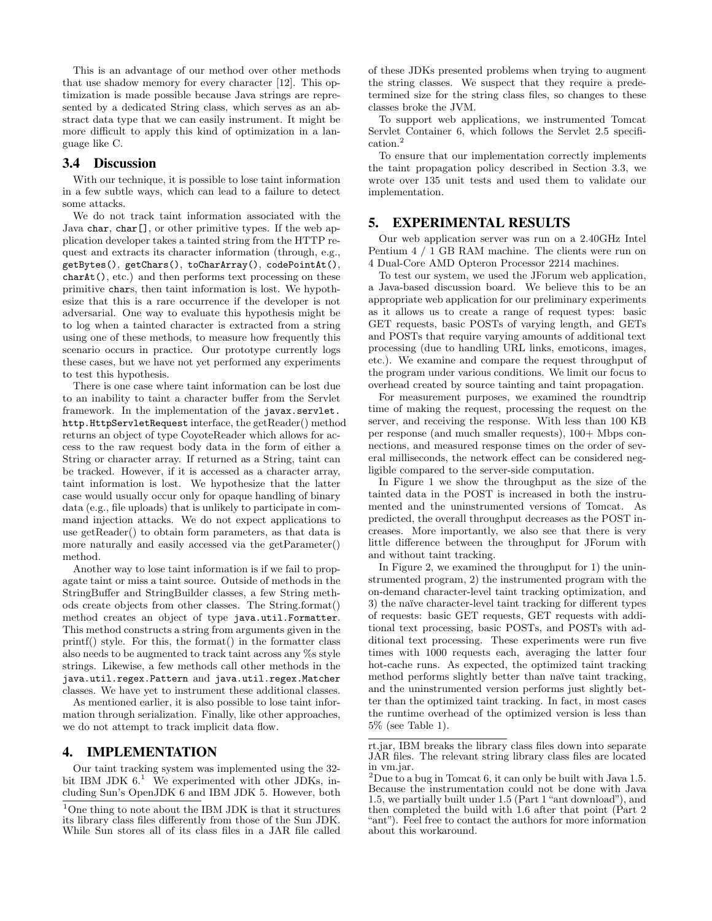This is an advantage of our method over other methods that use shadow memory for every character [12]. This optimization is made possible because Java strings are represented by a dedicated String class, which serves as an abstract data type that we can easily instrument. It might be more difficult to apply this kind of optimization in a language like C.

### 3.4 Discussion

With our technique, it is possible to lose taint information in a few subtle ways, which can lead to a failure to detect some attacks.

We do not track taint information associated with the Java `char`, `char[]`, or other primitive types. If the web application developer takes a tainted string from the HTTP request and extracts its character information (through, e.g., `getBytes()`, `getChars()`, `toCharArray()`, `codePointAt()`, `charAt()`, etc.) and then performs text processing on these primitive `char`s, then taint information is lost. We hypothesize that this is a rare occurrence if the developer is not adversarial. One way to evaluate this hypothesis might be to log when a tainted character is extracted from a string using one of these methods, to measure how frequently this scenario occurs in practice. Our prototype currently logs these cases, but we have not yet performed any experiments to test this hypothesis.

There is one case where taint information can be lost due to an inability to taint a character buffer from the Servlet framework. In the implementation of the `javax.servlet.http.HttpServletRequest` interface, the getReader() method returns an object of type CoyoteReader which allows for access to the raw request body data in the form of either a String or character array. If returned as a String, taint can be tracked. However, if it is accessed as a character array, taint information is lost. We hypothesize that the latter case would usually occur only for opaque handling of binary data (e.g., file uploads) that is unlikely to participate in command injection attacks. We do not expect applications to use getReader() to obtain form parameters, as that data is more naturally and easily accessed via the getParameter() method.

Another way to lose taint information is if we fail to propagate taint or miss a taint source. Outside of methods in the StringBuffer and StringBuilder classes, a few String methods create objects from other classes. The String.format() method creates an object of type `java.util.Formatter`. This method constructs a string from arguments given in the printf() style. For this, the format() in the formatter class also needs to be augmented to track taint across any %s style strings. Likewise, a few methods call other methods in the `java.util.regex.Pattern` and `java.util.regex.Matcher` classes. We have yet to instrument these additional classes.

As mentioned earlier, it is also possible to lose taint information through serialization. Finally, like other approaches, we do not attempt to track implicit data flow.

## 4. IMPLEMENTATION

Our taint tracking system was implemented using the 32-bit IBM JDK 6.[1] We experimented with other JDKs, including Sun's OpenJDK 6 and IBM JDK 5. However, both of these JDKs presented problems when trying to augment the string classes. We suspect that they require a predetermined size for the string class files, so changes to these classes broke the JVM.

To support web applications, we instrumented Tomcat Servlet Container 6, which follows the Servlet 2.5 specification.[2]

To ensure that our implementation correctly implements the taint propagation policy described in Section 3.3, we wrote over 135 unit tests and used them to validate our implementation.

## 5. EXPERIMENTAL RESULTS

Our web application server was run on a 2.40GHz Intel Pentium 4 / 1 GB RAM machine. The clients were run on 4 Dual-Core AMD Opteron Processor 2214 machines.

To test our system, we used the JForum web application, a Java-based discussion board. We believe this to be an appropriate web application for our preliminary experiments as it allows us to create a range of request types: basic GET requests, basic POSTs of varying length, and GETs and POSTs that require varying amounts of additional text processing (due to handling URL links, emoticons, images, etc.). We examine and compare the request throughput of the program under various conditions. We limit our focus to overhead created by source tainting and taint propagation.

For measurement purposes, we examined the roundtrip time of making the request, processing the request on the server, and receiving the response. With less than 100 KB per response (and much smaller requests), 100+ Mbps connections, and measured response times on the order of several milliseconds, the network effect can be considered negligible compared to the server-side computation.

In Figure 1 we show the throughput as the size of the tainted data in the POST is increased in both the instrumented and the uninstrumented versions of Tomcat. As predicted, the overall throughput decreases as the POST increases. More importantly, we also see that there is very little difference between the throughput for JForum with and without taint tracking.

In Figure 2, we examined the throughput for 1) the uninstrumented program, 2) the instrumented program with the on-demand character-level taint tracking optimization, and 3) the naïve character-level taint tracking for different types of requests: basic GET requests, GET requests with additional text processing, basic POSTs, and POSTs with additional text processing. These experiments were run five times with 1000 requests each, averaging the latter four hot-cache runs. As expected, the optimized taint tracking method performs slightly better than naïve taint tracking, and the uninstrumented version performs just slightly better than the optimized taint tracking. In fact, in most cases the runtime overhead of the optimized version is less than 5% (see Table 1).

---

[1] One thing to note about the IBM JDK is that it structures its library class files differently from those of the Sun JDK. While Sun stores all of its class files in a JAR file called rt.jar, IBM breaks the library class files down into separate JAR files. The relevant string library class files are located in vm.jar.

[2] Due to a bug in Tomcat 6, it can only be built with Java 1.5. Because the instrumentation could not be done with Java 1.5, we partially built under 1.5 (Part 1 "ant download"), and then completed the build with 1.6 after that point (Part 2 "ant"). Feel free to contact the authors for more information about this workaround.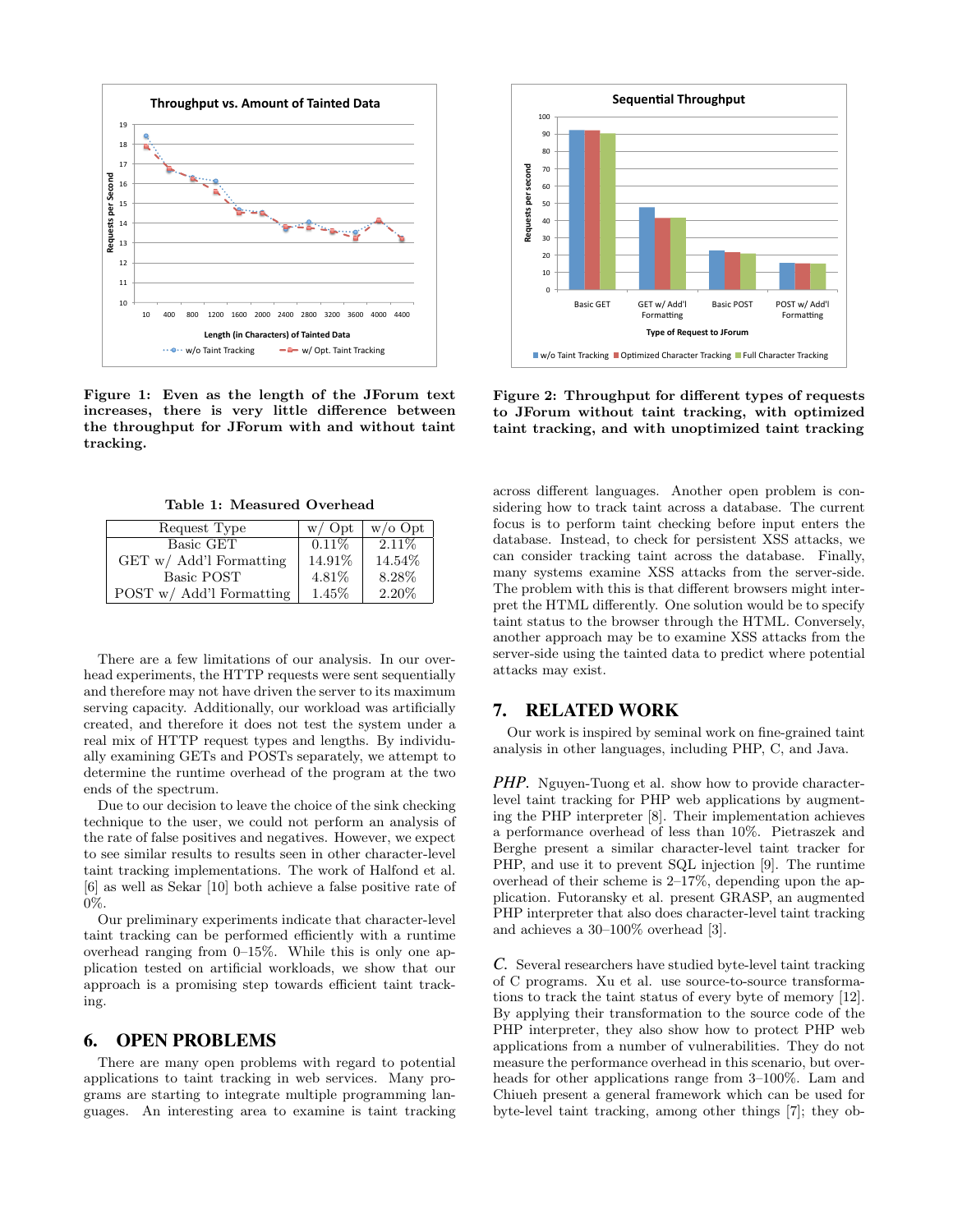Figure 1: Even as the length of the JForum text increases, there is very little difference between the throughput for JForum with and without taint tracking.

Figure 2: Throughput for different types of requests to JForum without taint tracking, with optimized taint tracking, and with unoptimized taint tracking

**Table 1: Measured Overhead**

| Request Type | w/ Opt | w/o Opt |
|---|---|---|
| Basic GET | 0.11% | 2.11% |
| GET w/ Add'l Formatting | 14.91% | 14.54% |
| Basic POST | 4.81% | 8.28% |
| POST w/ Add'l Formatting | 1.45% | 2.20% |

There are a few limitations of our analysis. In our overhead experiments, the HTTP requests were sent sequentially and therefore may not have driven the server to its maximum serving capacity. Additionally, our workload was artificially created, and therefore it does not test the system under a real mix of HTTP request types and lengths. By individually examining GETs and POSTs separately, we attempt to determine the runtime overhead of the program at the two ends of the spectrum.

Due to our decision to leave the choice of the sink checking technique to the user, we could not perform an analysis of the rate of false positives and negatives. However, we expect to see similar results to results seen in other character-level taint tracking implementations. The work of Halfond et al. [6] as well as Sekar [10] both achieve a false positive rate of 0%.

Our preliminary experiments indicate that character-level taint tracking can be performed efficiently with a runtime overhead ranging from 0–15%. While this is only one application tested on artificial workloads, we show that our approach is a promising step towards efficient taint tracking.

## 6. OPEN PROBLEMS

There are many open problems with regard to potential applications to taint tracking in web services. Many programs are starting to integrate multiple programming languages. An interesting area to examine is taint tracking across different languages. Another open problem is considering how to track taint across a database. The current focus is to perform taint checking before input enters the database. Instead, to check for persistent XSS attacks, we can consider tracking taint across the database. Finally, many systems examine XSS attacks from the server-side. The problem with this is that different browsers might interpret the HTML differently. One solution would be to specify taint status to the browser through the HTML. Conversely, another approach may be to examine XSS attacks from the server-side using the tainted data to predict where potential attacks may exist.

## 7. RELATED WORK

Our work is inspired by seminal work on fine-grained taint analysis in other languages, including PHP, C, and Java.

***PHP.*** Nguyen-Tuong et al. show how to provide character-level taint tracking for PHP web applications by augmenting the PHP interpreter [8]. Their implementation achieves a performance overhead of less than 10%. Pietraszek and Berghe present a similar character-level taint tracker for PHP, and use it to prevent SQL injection [9]. The runtime overhead of their scheme is 2–17%, depending upon the application. Futoransky et al. present GRASP, an augmented PHP interpreter that also does character-level taint tracking and achieves a 30–100% overhead [3].

***C.*** Several researchers have studied byte-level taint tracking of C programs. Xu et al. use source-to-source transformations to track the taint status of every byte of memory [12]. By applying their transformation to the source code of the PHP interpreter, they also show how to protect PHP web applications from a number of vulnerabilities. They do not measure the performance overhead in this scenario, but overheads for other applications range from 3–100%. Lam and Chiueh present a general framework which can be used for byte-level taint tracking, among other things [7]; they ob-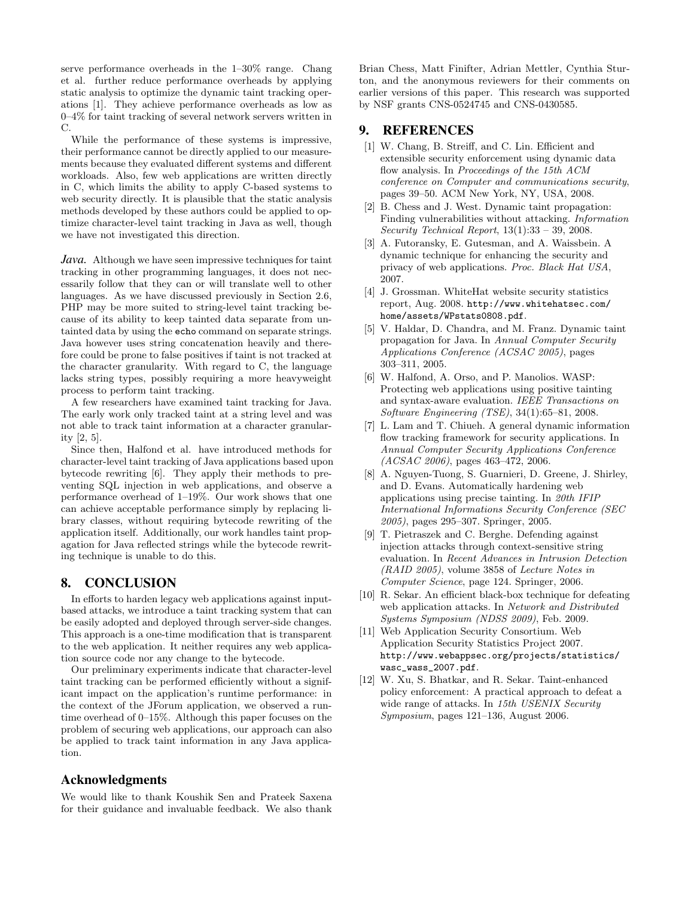serve performance overheads in the 1–30% range. Chang et al. further reduce performance overheads by applying static analysis to optimize the dynamic taint tracking operations [1]. They achieve performance overheads as low as 0–4% for taint tracking of several network servers written in C.

While the performance of these systems is impressive, their performance cannot be directly applied to our measurements because they evaluated different systems and different workloads. Also, few web applications are written directly in C, which limits the ability to apply C-based systems to web security directly. It is plausible that the static analysis methods developed by these authors could be applied to optimize character-level taint tracking in Java as well, though we have not investigated this direction.

***Java.*** Although we have seen impressive techniques for taint tracking in other programming languages, it does not necessarily follow that they can or will translate well to other languages. As we have discussed previously in Section 2.6, PHP may be more suited to string-level taint tracking because of its ability to keep tainted data separate from untainted data by using the `echo` command on separate strings. Java however uses string concatenation heavily and therefore could be prone to false positives if taint is not tracked at the character granularity. With regard to C, the language lacks string types, possibly requiring a more heavyweight process to perform taint tracking.

A few researchers have examined taint tracking for Java. The early work only tracked taint at a string level and was not able to track taint information at a character granularity [2, 5].

Since then, Halfond et al. have introduced methods for character-level taint tracking of Java applications based upon bytecode rewriting [6]. They apply their methods to preventing SQL injection in web applications, and observe a performance overhead of 1–19%. Our work shows that one can achieve acceptable performance simply by replacing library classes, without requiring bytecode rewriting of the application itself. Additionally, our work handles taint propagation for Java reflected strings while the bytecode rewriting technique is unable to do this.

## 8. CONCLUSION

In efforts to harden legacy web applications against input-based attacks, we introduce a taint tracking system that can be easily adopted and deployed through server-side changes. This approach is a one-time modification that is transparent to the web application. It neither requires any web application source code nor any change to the bytecode.

Our preliminary experiments indicate that character-level taint tracking can be performed efficiently without a significant impact on the application's runtime performance: in the context of the JForum application, we observed a runtime overhead of 0–15%. Although this paper focuses on the problem of securing web applications, our approach can also be applied to track taint information in any Java application.

## Acknowledgments

We would like to thank Koushik Sen and Prateek Saxena for their guidance and invaluable feedback. We also thank Brian Chess, Matt Finifter, Adrian Mettler, Cynthia Sturton, and the anonymous reviewers for their comments on earlier versions of this paper. This research was supported by NSF grants CNS-0524745 and CNS-0430585.

## 9. REFERENCES

[1] W. Chang, B. Streiff, and C. Lin. Efficient and extensible security enforcement using dynamic data flow analysis. In *Proceedings of the 15th ACM conference on Computer and communications security*, pages 39–50. ACM New York, NY, USA, 2008.

[2] B. Chess and J. West. Dynamic taint propagation: Finding vulnerabilities without attacking. *Information Security Technical Report*, 13(1):33 – 39, 2008.

[3] A. Futoransky, E. Gutesman, and A. Waissbein. A dynamic technique for enhancing the security and privacy of web applications. *Proc. Black Hat USA*, 2007.

[4] J. Grossman. WhiteHat website security statistics report, Aug. 2008. `http://www.whitehatsec.com/home/assets/WPstats0808.pdf`.

[5] V. Haldar, D. Chandra, and M. Franz. Dynamic taint propagation for Java. In *Annual Computer Security Applications Conference (ACSAC 2005)*, pages 303–311, 2005.

[6] W. Halfond, A. Orso, and P. Manolios. WASP: Protecting web applications using positive tainting and syntax-aware evaluation. *IEEE Transactions on Software Engineering (TSE)*, 34(1):65–81, 2008.

[7] L. Lam and T. Chiueh. A general dynamic information flow tracking framework for security applications. In *Annual Computer Security Applications Conference (ACSAC 2006)*, pages 463–472, 2006.

[8] A. Nguyen-Tuong, S. Guarnieri, D. Greene, J. Shirley, and D. Evans. Automatically hardening web applications using precise tainting. In *20th IFIP International Informations Security Conference (SEC 2005)*, pages 295–307. Springer, 2005.

[9] T. Pietraszek and C. Berghe. Defending against injection attacks through context-sensitive string evaluation. In *Recent Advances in Intrusion Detection (RAID 2005)*, volume 3858 of *Lecture Notes in Computer Science*, page 124. Springer, 2006.

[10] R. Sekar. An efficient black-box technique for defeating web application attacks. In *Network and Distributed Systems Symposium (NDSS 2009)*, Feb. 2009.

[11] Web Application Security Consortium. Web Application Security Statistics Project 2007. `http://www.webappsec.org/projects/statistics/wasc_wass_2007.pdf`.

[12] W. Xu, S. Bhatkar, and R. Sekar. Taint-enhanced policy enforcement: A practical approach to defeat a wide range of attacks. In *15th USENIX Security Symposium*, pages 121–136, August 2006.